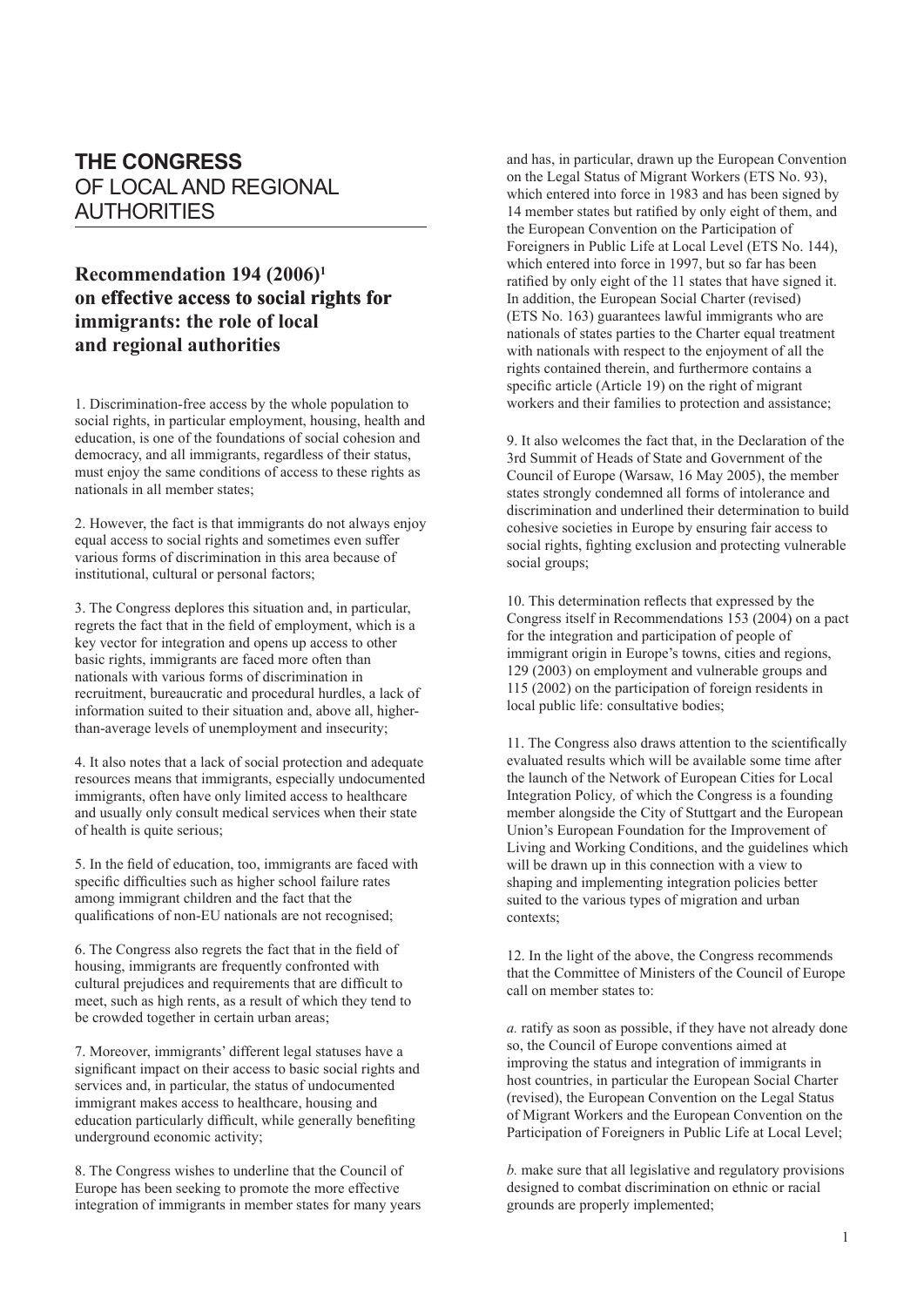# THE CONGRESS OF LOCAL AND REGIONAL AUTHORITIES

## Recommendation 194 (2006)[1] on effective access to social rights for immigrants: the role of local and regional authorities

1. Discrimination-free access by the whole population to social rights, in particular employment, housing, health and education, is one of the foundations of social cohesion and democracy, and all immigrants, regardless of their status, must enjoy the same conditions of access to these rights as nationals in all member states;

2. However, the fact is that immigrants do not always enjoy equal access to social rights and sometimes even suffer various forms of discrimination in this area because of institutional, cultural or personal factors;

3. The Congress deplores this situation and, in particular, regrets the fact that in the field of employment, which is a key vector for integration and opens up access to other basic rights, immigrants are faced more often than nationals with various forms of discrimination in recruitment, bureaucratic and procedural hurdles, a lack of information suited to their situation and, above all, higher-than-average levels of unemployment and insecurity;

4. It also notes that a lack of social protection and adequate resources means that immigrants, especially undocumented immigrants, often have only limited access to healthcare and usually only consult medical services when their state of health is quite serious;

5. In the field of education, too, immigrants are faced with specific difficulties such as higher school failure rates among immigrant children and the fact that the qualifications of non-EU nationals are not recognised;

6. The Congress also regrets the fact that in the field of housing, immigrants are frequently confronted with cultural prejudices and requirements that are difficult to meet, such as high rents, as a result of which they tend to be crowded together in certain urban areas;

7. Moreover, immigrants' different legal statuses have a significant impact on their access to basic social rights and services and, in particular, the status of undocumented immigrant makes access to healthcare, housing and education particularly difficult, while generally benefiting underground economic activity;

8. The Congress wishes to underline that the Council of Europe has been seeking to promote the more effective integration of immigrants in member states for many years and has, in particular, drawn up the European Convention on the Legal Status of Migrant Workers (ETS No. 93), which entered into force in 1983 and has been signed by 14 member states but ratified by only eight of them, and the European Convention on the Participation of Foreigners in Public Life at Local Level (ETS No. 144), which entered into force in 1997, but so far has been ratified by only eight of the 11 states that have signed it. In addition, the European Social Charter (revised) (ETS No. 163) guarantees lawful immigrants who are nationals of states parties to the Charter equal treatment with nationals with respect to the enjoyment of all the rights contained therein, and furthermore contains a specific article (Article 19) on the right of migrant workers and their families to protection and assistance;

9. It also welcomes the fact that, in the Declaration of the 3rd Summit of Heads of State and Government of the Council of Europe (Warsaw, 16 May 2005), the member states strongly condemned all forms of intolerance and discrimination and underlined their determination to build cohesive societies in Europe by ensuring fair access to social rights, fighting exclusion and protecting vulnerable social groups;

10. This determination reflects that expressed by the Congress itself in Recommendations 153 (2004) on a pact for the integration and participation of people of immigrant origin in Europe's towns, cities and regions, 129 (2003) on employment and vulnerable groups and 115 (2002) on the participation of foreign residents in local public life: consultative bodies;

11. The Congress also draws attention to the scientifically evaluated results which will be available some time after the launch of the Network of European Cities for Local Integration Policy, of which the Congress is a founding member alongside the City of Stuttgart and the European Union's European Foundation for the Improvement of Living and Working Conditions, and the guidelines which will be drawn up in this connection with a view to shaping and implementing integration policies better suited to the various types of migration and urban contexts;

12. In the light of the above, the Congress recommends that the Committee of Ministers of the Council of Europe call on member states to:

*a.* ratify as soon as possible, if they have not already done so, the Council of Europe conventions aimed at improving the status and integration of immigrants in host countries, in particular the European Social Charter (revised), the European Convention on the Legal Status of Migrant Workers and the European Convention on the Participation of Foreigners in Public Life at Local Level;

*b.* make sure that all legislative and regulatory provisions designed to combat discrimination on ethnic or racial grounds are properly implemented;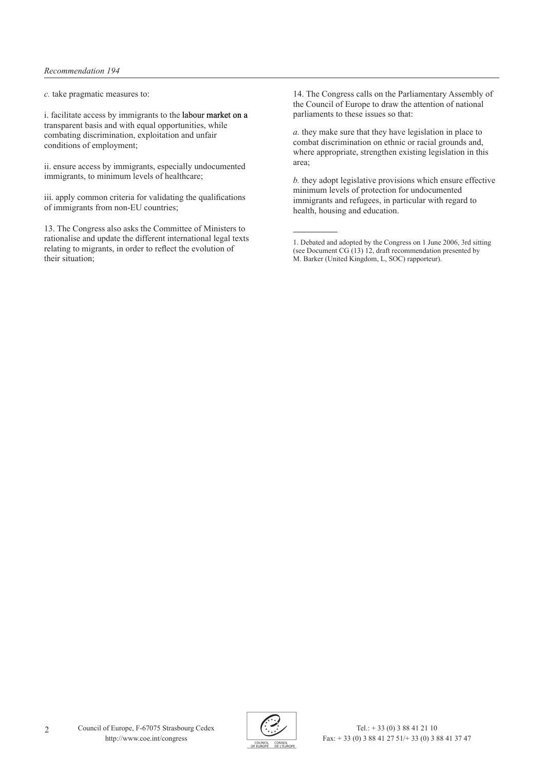*c.* take pragmatic measures to:

i. facilitate access by immigrants to the labour market on a transparent basis and with equal opportunities, while combating discrimination, exploitation and unfair conditions of employment;

ii. ensure access by immigrants, especially undocumented immigrants, to minimum levels of healthcare;

iii. apply common criteria for validating the qualifications of immigrants from non-EU countries;

13. The Congress also asks the Committee of Ministers to rationalise and update the different international legal texts relating to migrants, in order to reflect the evolution of their situation;

14. The Congress calls on the Parliamentary Assembly of the Council of Europe to draw the attention of national parliaments to these issues so that:

*a.* they make sure that they have legislation in place to combat discrimination on ethnic or racial grounds and, where appropriate, strengthen existing legislation in this area;

*b.* they adopt legislative provisions which ensure effective minimum levels of protection for undocumented immigrants and refugees, in particular with regard to health, housing and education.

---

1. Debated and adopted by the Congress on 1 June 2006, 3rd sitting (see Document CG (13) 12, draft recommendation presented by M. Barker (United Kingdom, L, SOC) rapporteur).